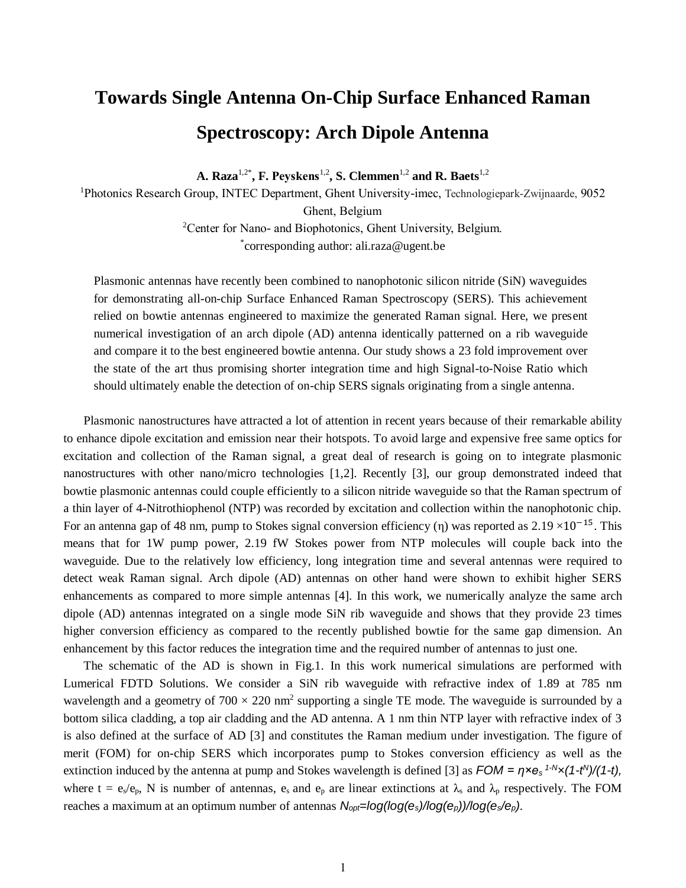# Towards Single Antenna On-Chip Surface Enhanced Raman Spectroscopy: Arch Dipole Antenna

**A. Raza**[1,2*]**, F. Peyskens**[1,2]**, S. Clemmen**[1,2] **and R. Baets**[1,2]

[1]Photonics Research Group, INTEC Department, Ghent University-imec, Technologiepark-Zwijnaarde, 9052 Ghent, Belgium

[2]Center for Nano- and Biophotonics, Ghent University, Belgium.

[*]corresponding author: ali.raza@ugent.be

Plasmonic antennas have recently been combined to nanophotonic silicon nitride (SiN) waveguides for demonstrating all-on-chip Surface Enhanced Raman Spectroscopy (SERS). This achievement relied on bowtie antennas engineered to maximize the generated Raman signal. Here, we present numerical investigation of an arch dipole (AD) antenna identically patterned on a rib waveguide and compare it to the best engineered bowtie antenna. Our study shows a 23 fold improvement over the state of the art thus promising shorter integration time and high Signal-to-Noise Ratio which should ultimately enable the detection of on-chip SERS signals originating from a single antenna.

Plasmonic nanostructures have attracted a lot of attention in recent years because of their remarkable ability to enhance dipole excitation and emission near their hotspots. To avoid large and expensive free same optics for excitation and collection of the Raman signal, a great deal of research is going on to integrate plasmonic nanostructures with other nano/micro technologies [1,2]. Recently [3], our group demonstrated indeed that bowtie plasmonic antennas could couple efficiently to a silicon nitride waveguide so that the Raman spectrum of a thin layer of 4-Nitrothiophenol (NTP) was recorded by excitation and collection within the nanophotonic chip. For an antenna gap of 48 nm, pump to Stokes signal conversion efficiency ($\eta$) was reported as $2.19 \times 10^{-15}$. This means that for 1W pump power, 2.19 fW Stokes power from NTP molecules will couple back into the waveguide. Due to the relatively low efficiency, long integration time and several antennas were required to detect weak Raman signal. Arch dipole (AD) antennas on other hand were shown to exhibit higher SERS enhancements as compared to more simple antennas [4]. In this work, we numerically analyze the same arch dipole (AD) antennas integrated on a single mode SiN rib waveguide and shows that they provide 23 times higher conversion efficiency as compared to the recently published bowtie for the same gap dimension. An enhancement by this factor reduces the integration time and the required number of antennas to just one.

The schematic of the AD is shown in Fig.1. In this work numerical simulations are performed with Lumerical FDTD Solutions. We consider a SiN rib waveguide with refractive index of 1.89 at 785 nm wavelength and a geometry of $700 \times 220$ nm$^2$ supporting a single TE mode. The waveguide is surrounded by a bottom silica cladding, a top air cladding and the AD antenna. A 1 nm thin NTP layer with refractive index of 3 is also defined at the surface of AD [3] and constitutes the Raman medium under investigation. The figure of merit (FOM) for on-chip SERS which incorporates pump to Stokes conversion efficiency as well as the extinction induced by the antenna at pump and Stokes wavelength is defined [3] as $FOM = \eta \times e_s^{\,1-N} \times (1-t^N)/(1-t)$, where $t = e_s/e_p$, N is number of antennas, $e_s$ and $e_p$ are linear extinctions at $\lambda_s$ and $\lambda_p$ respectively. The FOM reaches a maximum at an optimum number of antennas $N_{opt}=\log(\log(e_s)/\log(e_p))/\log(e_s/e_p)$.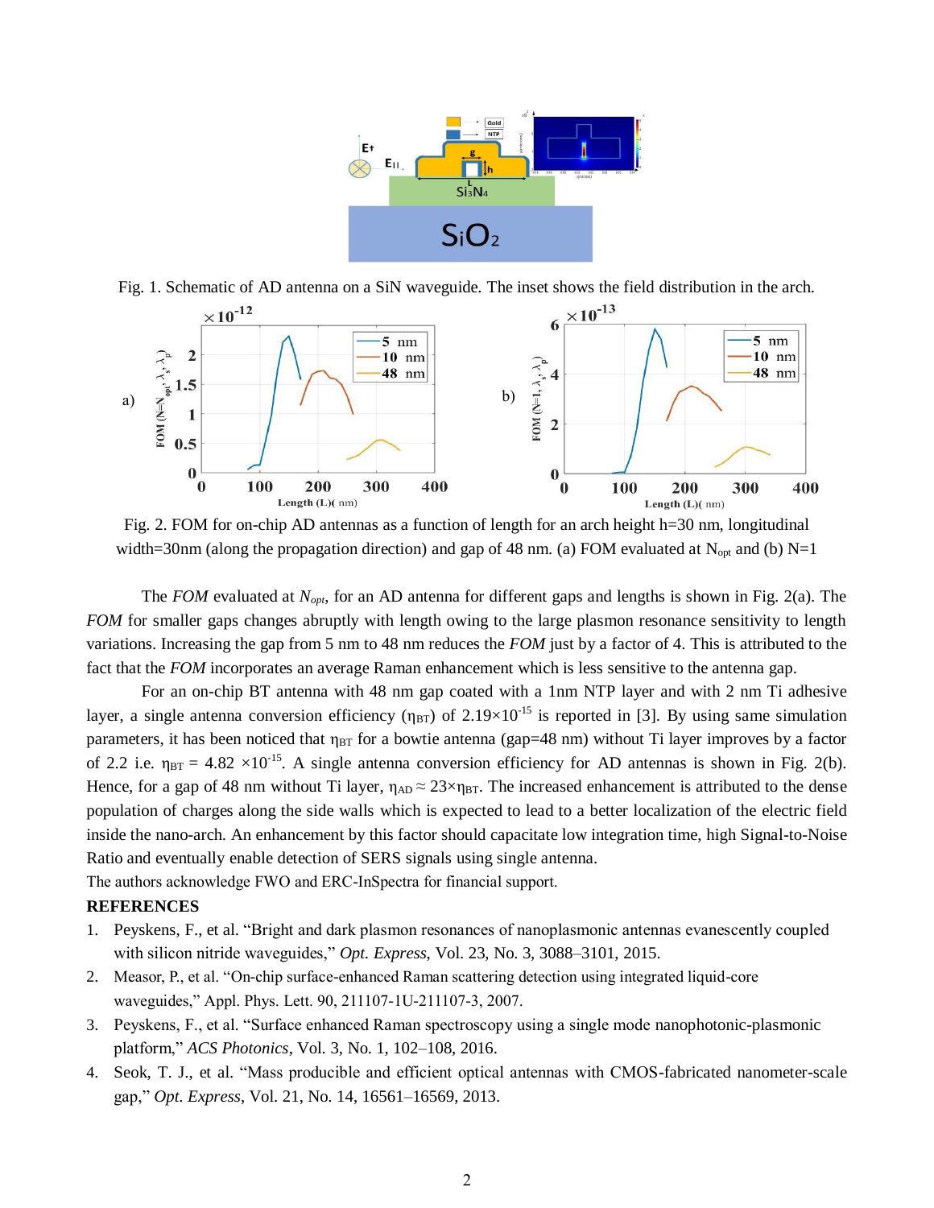Gold

NTP

$E_t$

$E_{||}$

g

h

L

$Si_3N_4$

$SiO_2$

Fig. 1. Schematic of AD antenna on a SiN waveguide. The inset shows the field distribution in the arch.

a)

$\times 10^{-12}$

FOM ($N=N_{opt}$, $\lambda_s$, $\lambda_p$)

0, 0.5, 1, 1.5, 2

0, 100, 200, 300, 400

Length (L)( nm)

5 nm
10 nm
48 nm

b)

$\times 10^{-13}$

FOM ($N=1$, $\lambda_s$, $\lambda_p$)

0, 2, 4, 6

0, 100, 200, 300, 400

Length (L)( nm)

5 nm
10 nm
48 nm

Fig. 2. FOM for on-chip AD antennas as a function of length for an arch height h=30 nm, longitudinal width=30nm (along the propagation direction) and gap of 48 nm. (a) FOM evaluated at $N_{opt}$ and (b) N=1

The *FOM* evaluated at $N_{opt}$, for an AD antenna for different gaps and lengths is shown in Fig. 2(a). The *FOM* for smaller gaps changes abruptly with length owing to the large plasmon resonance sensitivity to length variations. Increasing the gap from 5 nm to 48 nm reduces the *FOM* just by a factor of 4. This is attributed to the fact that the *FOM* incorporates an average Raman enhancement which is less sensitive to the antenna gap.

For an on-chip BT antenna with 48 nm gap coated with a 1nm NTP layer and with 2 nm Ti adhesive layer, a single antenna conversion efficiency ($\eta_{BT}$) of $2.19\times10^{-15}$ is reported in [3]. By using same simulation parameters, it has been noticed that $\eta_{BT}$ for a bowtie antenna (gap=48 nm) without Ti layer improves by a factor of 2.2 i.e. $\eta_{BT} = 4.82 \times10^{-15}$. A single antenna conversion efficiency for AD antennas is shown in Fig. 2(b). Hence, for a gap of 48 nm without Ti layer, $\eta_{AD} \approx 23\times\eta_{BT}$. The increased enhancement is attributed to the dense population of charges along the side walls which is expected to lead to a better localization of the electric field inside the nano-arch. An enhancement by this factor should capacitate low integration time, high Signal-to-Noise Ratio and eventually enable detection of SERS signals using single antenna.

The authors acknowledge FWO and ERC-InSpectra for financial support.

**REFERENCES**

1. Peyskens, F., et al. "Bright and dark plasmon resonances of nanoplasmonic antennas evanescently coupled with silicon nitride waveguides," *Opt. Express*, Vol. 23, No. 3, 3088–3101, 2015.
2. Measor, P., et al. "On-chip surface-enhanced Raman scattering detection using integrated liquid-core waveguides," Appl. Phys. Lett. 90, 211107-1U-211107-3, 2007.
3. Peyskens, F., et al. "Surface enhanced Raman spectroscopy using a single mode nanophotonic-plasmonic platform," *ACS Photonics*, Vol. 3, No. 1, 102–108, 2016.
4. Seok, T. J., et al. "Mass producible and efficient optical antennas with CMOS-fabricated nanometer-scale gap," *Opt. Express*, Vol. 21, No. 14, 16561–16569, 2013.